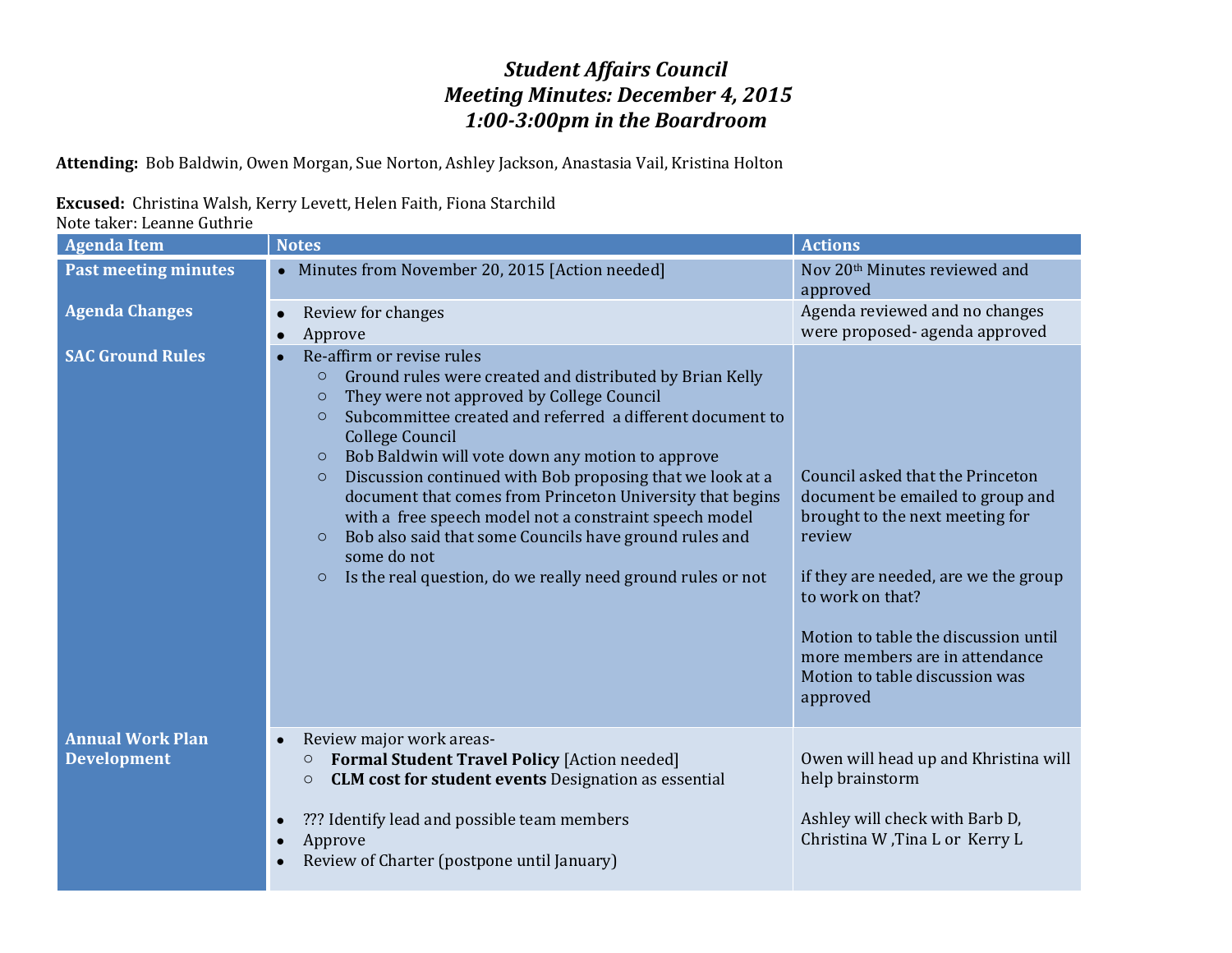# *Student Affairs Council*
# *Meeting Minutes: December 4, 2015*
# *1:00-3:00pm in the Boardroom*

**Attending:** Bob Baldwin, Owen Morgan, Sue Norton, Ashley Jackson, Anastasia Vail, Kristina Holton

**Excused:** Christina Walsh, Kerry Levett, Helen Faith, Fiona Starchild

Note taker: Leanne Guthrie

| Agenda Item | Notes | Actions |
|---|---|---|
| **Past meeting minutes** | • Minutes from November 20, 2015 [Action needed] | Nov 20th Minutes reviewed and approved |
| **Agenda Changes** | • Review for changes<br>• Approve | Agenda reviewed and no changes were proposed- agenda approved |
| **SAC Ground Rules** | • Re-affirm or revise rules<br>○ Ground rules were created and distributed by Brian Kelly<br>○ They were not approved by College Council<br>○ Subcommittee created and referred a different document to College Council<br>○ Bob Baldwin will vote down any motion to approve<br>○ Discussion continued with Bob proposing that we look at a document that comes from Princeton University that begins with a free speech model not a constraint speech model<br>○ Bob also said that some Councils have ground rules and some do not<br>○ Is the real question, do we really need ground rules or not | Council asked that the Princeton document be emailed to group and brought to the next meeting for review<br><br>if they are needed, are we the group to work on that?<br><br>Motion to table the discussion until more members are in attendance Motion to table discussion was approved |
| **Annual Work Plan Development** | • Review major work areas-<br>○ **Formal Student Travel Policy** [Action needed]<br>○ **CLM cost for student events** Designation as essential<br><br>• ??? Identify lead and possible team members<br>• Approve<br>• Review of Charter (postpone until January) | Owen will head up and Khristina will help brainstorm<br><br>Ashley will check with Barb D, Christina W ,Tina L or Kerry L |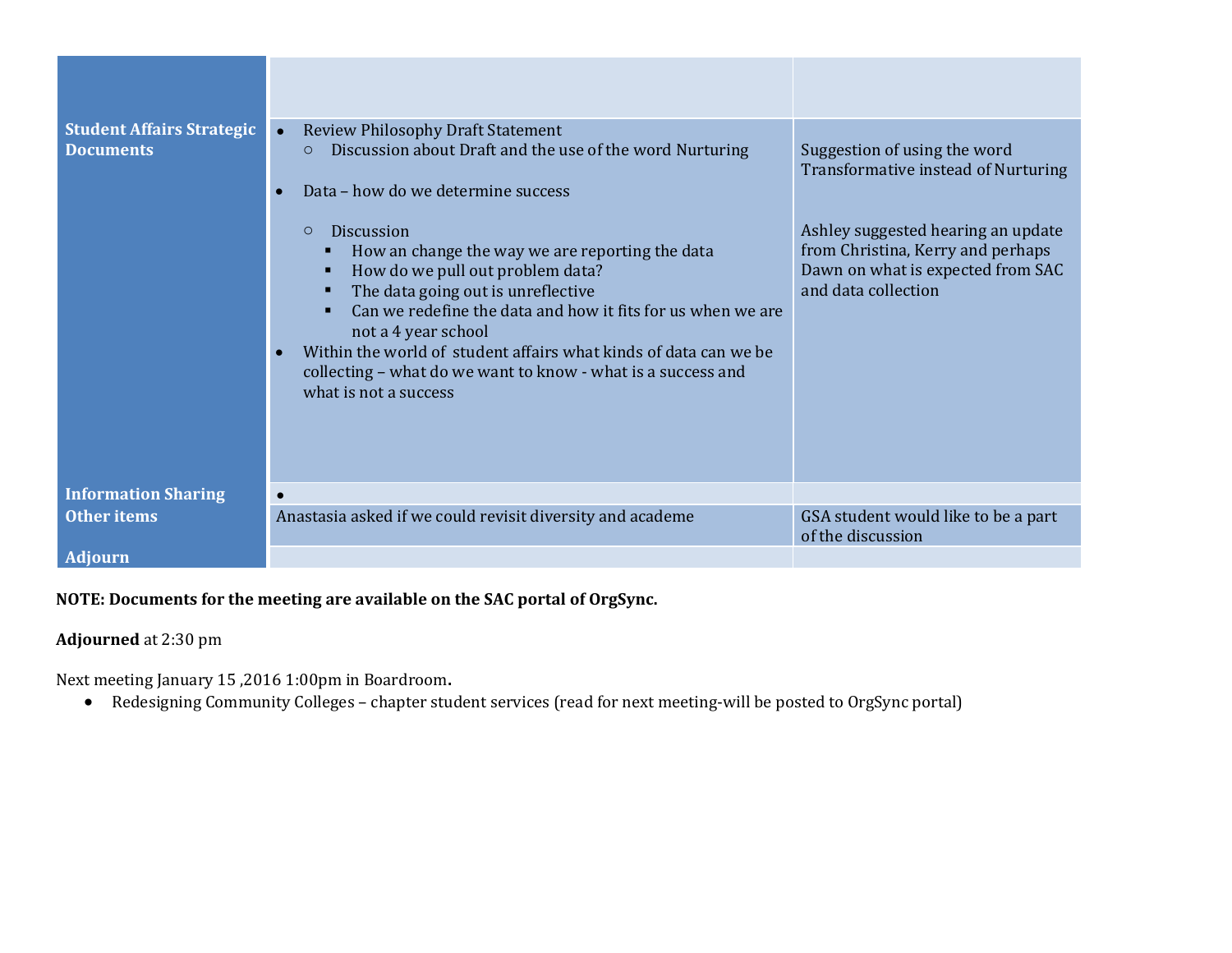| | | |
|---|---|---|
| | | |
| **Student Affairs Strategic Documents** | • Review Philosophy Draft Statement<br>  ○ Discussion about Draft and the use of the word Nurturing<br><br>• Data – how do we determine success<br><br>  ○ Discussion<br>    ▪ How an change the way we are reporting the data<br>    ▪ How do we pull out problem data?<br>    ▪ The data going out is unreflective<br>    ▪ Can we redefine the data and how it fits for us when we are not a 4 year school<br>• Within the world of student affairs what kinds of data can we be collecting – what do we want to know - what is a success and what is not a success | Suggestion of using the word Transformative instead of Nurturing<br><br>Ashley suggested hearing an update from Christina, Kerry and perhaps Dawn on what is expected from SAC and data collection |
| **Information Sharing** | • | |
| **Other items** | Anastasia asked if we could revisit diversity and academe | GSA student would like to be a part of the discussion |
| **Adjourn** | | |

**NOTE: Documents for the meeting are available on the SAC portal of OrgSync.**

**Adjourned** at 2:30 pm

Next meeting January 15 ,2016 1:00pm in Boardroom**.**

- Redesigning Community Colleges – chapter student services (read for next meeting-will be posted to OrgSync portal)